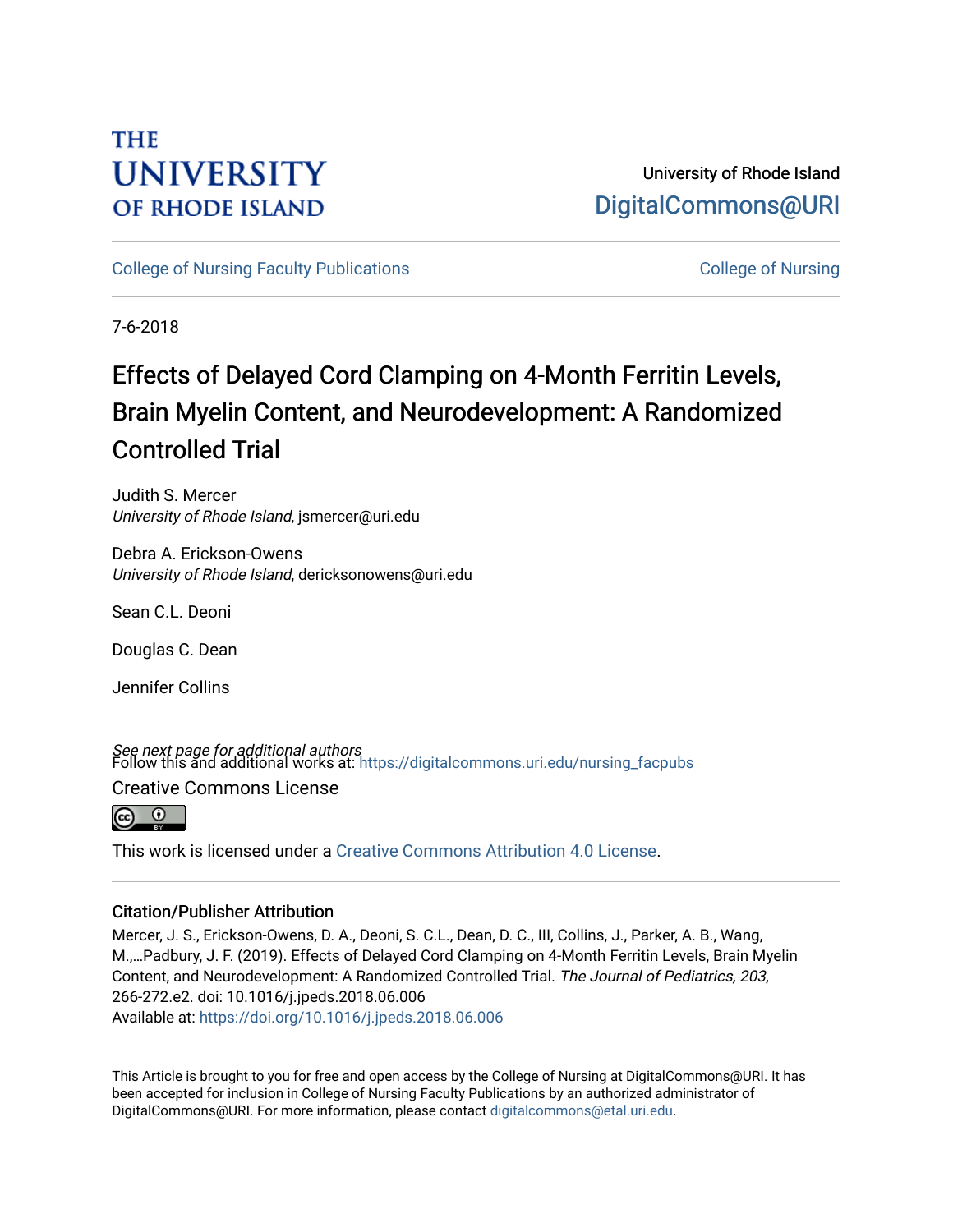THE UNIVERSITY OF RHODE ISLAND

University of Rhode Island
DigitalCommons@URI

College of Nursing Faculty Publications | College of Nursing

7-6-2018

# Effects of Delayed Cord Clamping on 4-Month Ferritin Levels, Brain Myelin Content, and Neurodevelopment: A Randomized Controlled Trial

Judith S. Mercer
*University of Rhode Island*, jsmercer@uri.edu

Debra A. Erickson-Owens
*University of Rhode Island*, dericksonowens@uri.edu

Sean C.L. Deoni

Douglas C. Dean

Jennifer Collins

*See next page for additional authors*

Follow this and additional works at: https://digitalcommons.uri.edu/nursing_facpubs

Creative Commons License

This work is licensed under a Creative Commons Attribution 4.0 License.

## Citation/Publisher Attribution

Mercer, J. S., Erickson-Owens, D. A., Deoni, S. C.L., Dean, D. C., III, Collins, J., Parker, A. B., Wang, M.,…Padbury, J. F. (2019). Effects of Delayed Cord Clamping on 4-Month Ferritin Levels, Brain Myelin Content, and Neurodevelopment: A Randomized Controlled Trial. *The Journal of Pediatrics, 203*, 266-272.e2. doi: 10.1016/j.jpeds.2018.06.006
Available at: https://doi.org/10.1016/j.jpeds.2018.06.006

This Article is brought to you for free and open access by the College of Nursing at DigitalCommons@URI. It has been accepted for inclusion in College of Nursing Faculty Publications by an authorized administrator of DigitalCommons@URI. For more information, please contact digitalcommons@etal.uri.edu.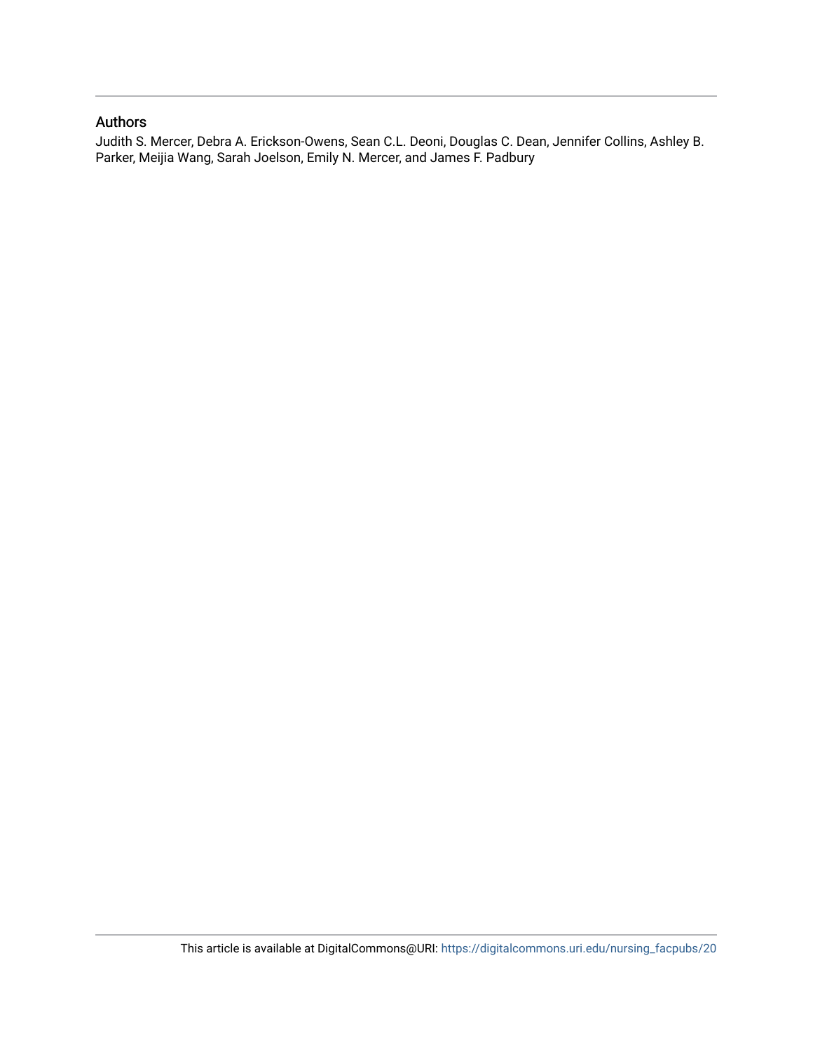## Authors

Judith S. Mercer, Debra A. Erickson-Owens, Sean C.L. Deoni, Douglas C. Dean, Jennifer Collins, Ashley B. Parker, Meijia Wang, Sarah Joelson, Emily N. Mercer, and James F. Padbury

This article is available at DigitalCommons@URI: https://digitalcommons.uri.edu/nursing_facpubs/20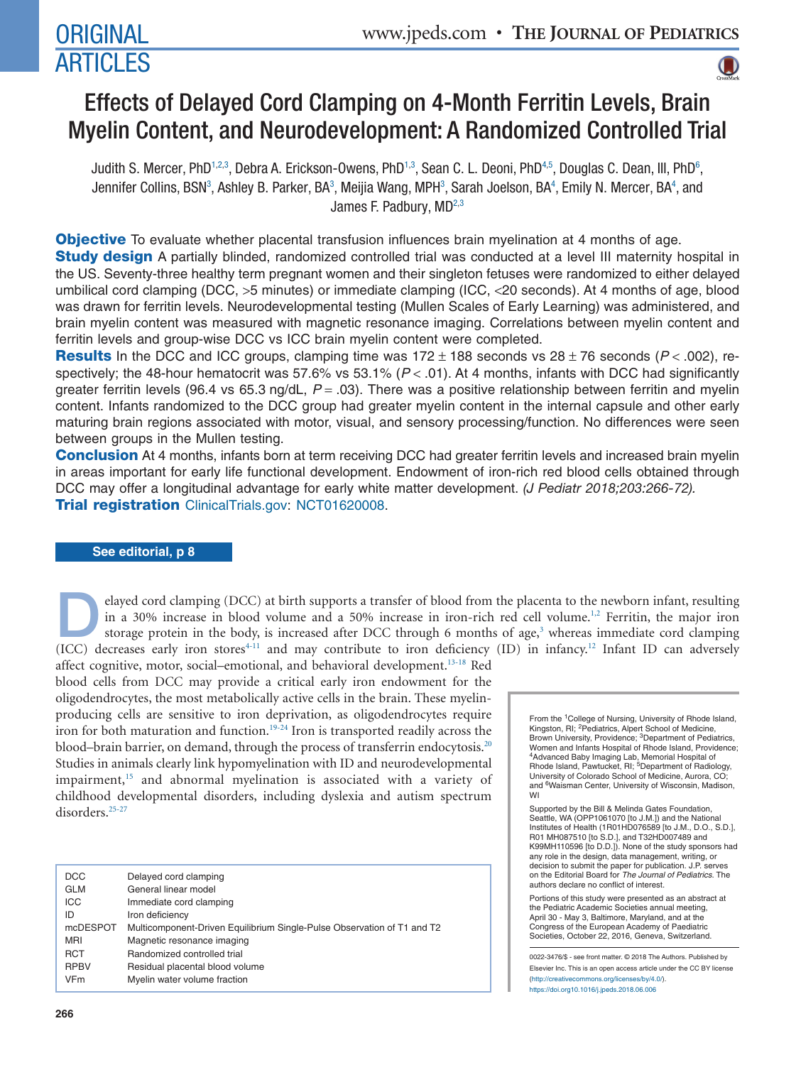# Effects of Delayed Cord Clamping on 4-Month Ferritin Levels, Brain Myelin Content, and Neurodevelopment: A Randomized Controlled Trial

Judith S. Mercer, PhD[1,2,3], Debra A. Erickson-Owens, PhD[1,3], Sean C. L. Deoni, PhD[4,5], Douglas C. Dean, III, PhD[6], Jennifer Collins, BSN[3], Ashley B. Parker, BA[3], Meijia Wang, MPH[3], Sarah Joelson, BA[4], Emily N. Mercer, BA[4], and James F. Padbury, MD[2,3]

**Objective** To evaluate whether placental transfusion influences brain myelination at 4 months of age.

**Study design** A partially blinded, randomized controlled trial was conducted at a level III maternity hospital in the US. Seventy-three healthy term pregnant women and their singleton fetuses were randomized to either delayed umbilical cord clamping (DCC, >5 minutes) or immediate clamping (ICC, <20 seconds). At 4 months of age, blood was drawn for ferritin levels. Neurodevelopmental testing (Mullen Scales of Early Learning) was administered, and brain myelin content was measured with magnetic resonance imaging. Correlations between myelin content and ferritin levels and group-wise DCC vs ICC brain myelin content were completed.

**Results** In the DCC and ICC groups, clamping time was 172 ± 188 seconds vs 28 ± 76 seconds ($P < .002$), respectively; the 48-hour hematocrit was 57.6% vs 53.1% ($P < .01$). At 4 months, infants with DCC had significantly greater ferritin levels (96.4 vs 65.3 ng/dL, $P = .03$). There was a positive relationship between ferritin and myelin content. Infants randomized to the DCC group had greater myelin content in the internal capsule and other early maturing brain regions associated with motor, visual, and sensory processing/function. No differences were seen between groups in the Mullen testing.

**Conclusion** At 4 months, infants born at term receiving DCC had greater ferritin levels and increased brain myelin in areas important for early life functional development. Endowment of iron-rich red blood cells obtained through DCC may offer a longitudinal advantage for early white matter development. *(J Pediatr 2018;203:266-72).*

**Trial registration** ClinicalTrials.gov: NCT01620008.

**See editorial, p 8**

Delayed cord clamping (DCC) at birth supports a transfer of blood from the placenta to the newborn infant, resulting in a 30% increase in blood volume and a 50% increase in iron-rich red cell volume.[1,2] Ferritin, the major iron storage protein in the body, is increased after DCC through 6 months of age,[3] whereas immediate cord clamping (ICC) decreases early iron stores[4-11] and may contribute to iron deficiency (ID) in infancy.[12] Infant ID can adversely affect cognitive, motor, social–emotional, and behavioral development.[13-18] Red blood cells from DCC may provide a critical early iron endowment for the oligodendrocytes, the most metabolically active cells in the brain. These myelin-producing cells are sensitive to iron deprivation, as oligodendrocytes require iron for both maturation and function.[19-24] Iron is transported readily across the blood–brain barrier, on demand, through the process of transferrin endocytosis.[20] Studies in animals clearly link hypomyelination with ID and neurodevelopmental impairment,[15] and abnormal myelination is associated with a variety of childhood developmental disorders, including dyslexia and autism spectrum disorders.[25-27]

| | |
|---|---|
| DCC | Delayed cord clamping |
| GLM | General linear model |
| ICC | Immediate cord clamping |
| ID | Iron deficiency |
| mcDESPOT | Multicomponent-Driven Equilibrium Single-Pulse Observation of T1 and T2 |
| MRI | Magnetic resonance imaging |
| RCT | Randomized controlled trial |
| RPBV | Residual placental blood volume |
| VFm | Myelin water volume fraction |

From the [1]College of Nursing, University of Rhode Island, Kingston, RI; [2]Pediatrics, Alpert School of Medicine, Brown University, Providence; [3]Department of Pediatrics, Women and Infants Hospital of Rhode Island, Providence; [4]Advanced Baby Imaging Lab, Memorial Hospital of Rhode Island, Pawtucket, RI; [5]Department of Radiology, University of Colorado School of Medicine, Aurora, CO; and [6]Waisman Center, University of Wisconsin, Madison, WI

Supported by the Bill & Melinda Gates Foundation, Seattle, WA (OPP1061070 [to J.M.]) and the National Institutes of Health (1R01HD076589 [to J.M., D.O., S.D.], R01 MH087510 [to S.D.], and T32HD007489 and K99MH110596 [to D.D.]). None of the study sponsors had any role in the design, data management, writing, or decision to submit the paper for publication. J.P. serves on the Editorial Board for *The Journal of Pediatrics*. The authors declare no conflict of interest.

Portions of this study were presented as an abstract at the Pediatric Academic Societies annual meeting, April 30 - May 3, Baltimore, Maryland, and at the Congress of the European Academy of Paediatric Societies, October 22, 2016, Geneva, Switzerland.

0022-3476/$ - see front matter. © 2018 The Authors. Published by Elsevier Inc. This is an open access article under the CC BY license (http://creativecommons.org/licenses/by/4.0/). https://doi.org10.1016/j.jpeds.2018.06.006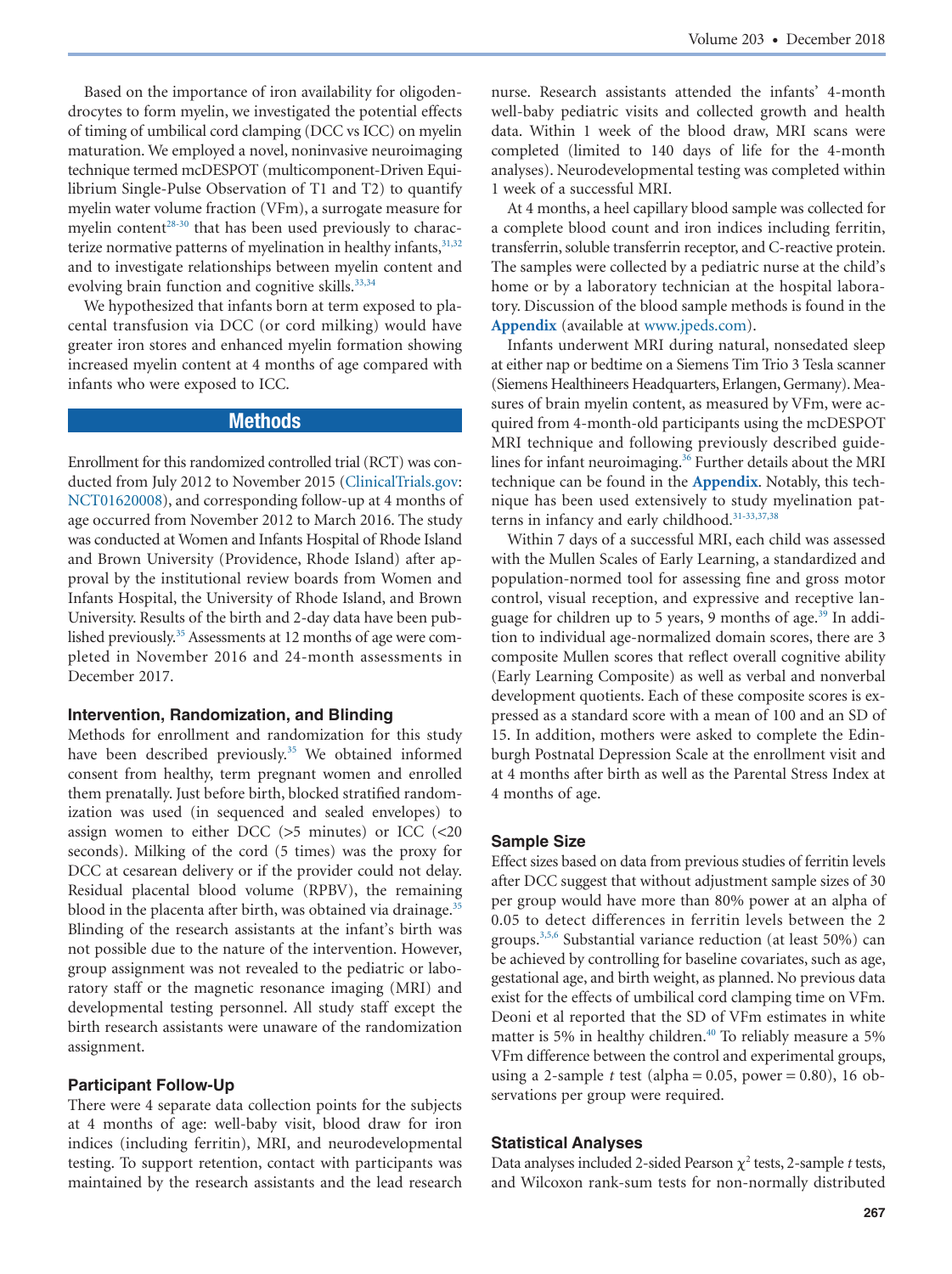Based on the importance of iron availability for oligodendrocytes to form myelin, we investigated the potential effects of timing of umbilical cord clamping (DCC vs ICC) on myelin maturation. We employed a novel, noninvasive neuroimaging technique termed mcDESPOT (multicomponent-Driven Equilibrium Single-Pulse Observation of T1 and T2) to quantify myelin water volume fraction (VFm), a surrogate measure for myelin content[28-30] that has been used previously to characterize normative patterns of myelination in healthy infants,[31,32] and to investigate relationships between myelin content and evolving brain function and cognitive skills.[33,34]

We hypothesized that infants born at term exposed to placental transfusion via DCC (or cord milking) would have greater iron stores and enhanced myelin formation showing increased myelin content at 4 months of age compared with infants who were exposed to ICC.

## Methods

Enrollment for this randomized controlled trial (RCT) was conducted from July 2012 to November 2015 (ClinicalTrials.gov: NCT01620008), and corresponding follow-up at 4 months of age occurred from November 2012 to March 2016. The study was conducted at Women and Infants Hospital of Rhode Island and Brown University (Providence, Rhode Island) after approval by the institutional review boards from Women and Infants Hospital, the University of Rhode Island, and Brown University. Results of the birth and 2-day data have been published previously.[35] Assessments at 12 months of age were completed in November 2016 and 24-month assessments in December 2017.

### Intervention, Randomization, and Blinding

Methods for enrollment and randomization for this study have been described previously.[35] We obtained informed consent from healthy, term pregnant women and enrolled them prenatally. Just before birth, blocked stratified randomization was used (in sequenced and sealed envelopes) to assign women to either DCC (>5 minutes) or ICC (<20 seconds). Milking of the cord (5 times) was the proxy for DCC at cesarean delivery or if the provider could not delay. Residual placental blood volume (RPBV), the remaining blood in the placenta after birth, was obtained via drainage.[35] Blinding of the research assistants at the infant's birth was not possible due to the nature of the intervention. However, group assignment was not revealed to the pediatric or laboratory staff or the magnetic resonance imaging (MRI) and developmental testing personnel. All study staff except the birth research assistants were unaware of the randomization assignment.

### Participant Follow-Up

There were 4 separate data collection points for the subjects at 4 months of age: well-baby visit, blood draw for iron indices (including ferritin), MRI, and neurodevelopmental testing. To support retention, contact with participants was maintained by the research assistants and the lead research nurse. Research assistants attended the infants' 4-month well-baby pediatric visits and collected growth and health data. Within 1 week of the blood draw, MRI scans were completed (limited to 140 days of life for the 4-month analyses). Neurodevelopmental testing was completed within 1 week of a successful MRI.

At 4 months, a heel capillary blood sample was collected for a complete blood count and iron indices including ferritin, transferrin, soluble transferrin receptor, and C-reactive protein. The samples were collected by a pediatric nurse at the child's home or by a laboratory technician at the hospital laboratory. Discussion of the blood sample methods is found in the **Appendix** (available at www.jpeds.com).

Infants underwent MRI during natural, nonsedated sleep at either nap or bedtime on a Siemens Tim Trio 3 Tesla scanner (Siemens Healthineers Headquarters, Erlangen, Germany). Measures of brain myelin content, as measured by VFm, were acquired from 4-month-old participants using the mcDESPOT MRI technique and following previously described guidelines for infant neuroimaging.[36] Further details about the MRI technique can be found in the **Appendix**. Notably, this technique has been used extensively to study myelination patterns in infancy and early childhood.[31-33,37,38]

Within 7 days of a successful MRI, each child was assessed with the Mullen Scales of Early Learning, a standardized and population-normed tool for assessing fine and gross motor control, visual reception, and expressive and receptive language for children up to 5 years, 9 months of age.[39] In addition to individual age-normalized domain scores, there are 3 composite Mullen scores that reflect overall cognitive ability (Early Learning Composite) as well as verbal and nonverbal development quotients. Each of these composite scores is expressed as a standard score with a mean of 100 and an SD of 15. In addition, mothers were asked to complete the Edinburgh Postnatal Depression Scale at the enrollment visit and at 4 months after birth as well as the Parental Stress Index at 4 months of age.

### Sample Size

Effect sizes based on data from previous studies of ferritin levels after DCC suggest that without adjustment sample sizes of 30 per group would have more than 80% power at an alpha of 0.05 to detect differences in ferritin levels between the 2 groups.[3,5,6] Substantial variance reduction (at least 50%) can be achieved by controlling for baseline covariates, such as age, gestational age, and birth weight, as planned. No previous data exist for the effects of umbilical cord clamping time on VFm. Deoni et al reported that the SD of VFm estimates in white matter is 5% in healthy children.[40] To reliably measure a 5% VFm difference between the control and experimental groups, using a 2-sample *t* test (alpha = 0.05, power = 0.80), 16 observations per group were required.

### Statistical Analyses

Data analyses included 2-sided Pearson $\chi^2$ tests, 2-sample *t* tests, and Wilcoxon rank-sum tests for non-normally distributed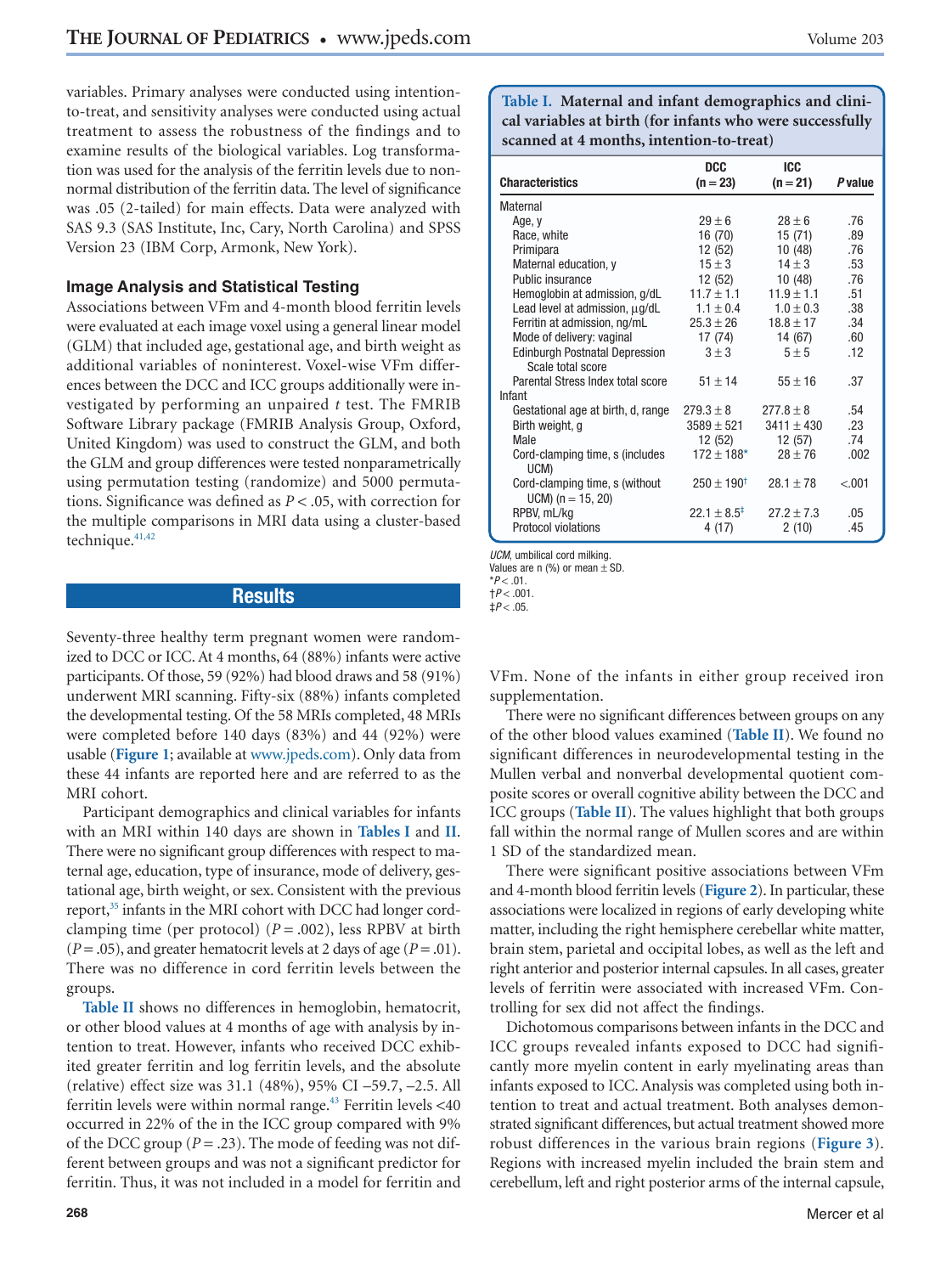variables. Primary analyses were conducted using intention-to-treat, and sensitivity analyses were conducted using actual treatment to assess the robustness of the findings and to examine results of the biological variables. Log transformation was used for the analysis of the ferritin levels due to nonnormal distribution of the ferritin data. The level of significance was .05 (2-tailed) for main effects. Data were analyzed with SAS 9.3 (SAS Institute, Inc, Cary, North Carolina) and SPSS Version 23 (IBM Corp, Armonk, New York).

### Image Analysis and Statistical Testing

Associations between VFm and 4-month blood ferritin levels were evaluated at each image voxel using a general linear model (GLM) that included age, gestational age, and birth weight as additional variables of noninterest. Voxel-wise VFm differences between the DCC and ICC groups additionally were investigated by performing an unpaired *t* test. The FMRIB Software Library package (FMRIB Analysis Group, Oxford, United Kingdom) was used to construct the GLM, and both the GLM and group differences were tested nonparametrically using permutation testing (randomize) and 5000 permutations. Significance was defined as $P < .05$, with correction for the multiple comparisons in MRI data using a cluster-based technique.[41,42]

## Results

Seventy-three healthy term pregnant women were randomized to DCC or ICC. At 4 months, 64 (88%) infants were active participants. Of those, 59 (92%) had blood draws and 58 (91%) underwent MRI scanning. Fifty-six (88%) infants completed the developmental testing. Of the 58 MRIs completed, 48 MRIs were completed before 140 days (83%) and 44 (92%) were usable (**Figure 1**; available at www.jpeds.com). Only data from these 44 infants are reported here and are referred to as the MRI cohort.

Participant demographics and clinical variables for infants with an MRI within 140 days are shown in **Tables I** and **II**. There were no significant group differences with respect to maternal age, education, type of insurance, mode of delivery, gestational age, birth weight, or sex. Consistent with the previous report,[35] infants in the MRI cohort with DCC had longer cord-clamping time (per protocol) ($P = .002$), less RPBV at birth ($P = .05$), and greater hematocrit levels at 2 days of age ($P = .01$). There was no difference in cord ferritin levels between the groups.

**Table II** shows no differences in hemoglobin, hematocrit, or other blood values at 4 months of age with analysis by intention to treat. However, infants who received DCC exhibited greater ferritin and log ferritin levels, and the absolute (relative) effect size was 31.1 (48%), 95% CI –59.7, –2.5. All ferritin levels were within normal range.[43] Ferritin levels <40 occurred in 22% of the in the ICC group compared with 9% of the DCC group ($P = .23$). The mode of feeding was not different between groups and was not a significant predictor for ferritin. Thus, it was not included in a model for ferritin and VFm. None of the infants in either group received iron supplementation.

**Table I. Maternal and infant demographics and clinical variables at birth (for infants who were successfully scanned at 4 months, intention-to-treat)**

| Characteristics | DCC (n = 23) | ICC (n = 21) | *P* value |
|---|---|---|---|
| Maternal | | | |
| Age, y | 29 ± 6 | 28 ± 6 | .76 |
| Race, white | 16 (70) | 15 (71) | .89 |
| Primipara | 12 (52) | 10 (48) | .76 |
| Maternal education, y | 15 ± 3 | 14 ± 3 | .53 |
| Public insurance | 12 (52) | 10 (48) | .76 |
| Hemoglobin at admission, g/dL | 11.7 ± 1.1 | 11.9 ± 1.1 | .51 |
| Lead level at admission, µg/dL | 1.1 ± 0.4 | 1.0 ± 0.3 | .38 |
| Ferritin at admission, ng/mL | 25.3 ± 26 | 18.8 ± 17 | .34 |
| Mode of delivery: vaginal | 17 (74) | 14 (67) | .60 |
| Edinburgh Postnatal Depression Scale total score | 3 ± 3 | 5 ± 5 | .12 |
| Parental Stress Index total score | 51 ± 14 | 55 ± 16 | .37 |
| Infant | | | |
| Gestational age at birth, d, range | 279.3 ± 8 | 277.8 ± 8 | .54 |
| Birth weight, g | 3589 ± 521 | 3411 ± 430 | .23 |
| Male | 12 (52) | 12 (57) | .74 |
| Cord-clamping time, s (includes UCM) | 172 ± 188* | 28 ± 76 | .002 |
| Cord-clamping time, s (without UCM) (n = 15, 20) | 250 ± 190† | 28.1 ± 78 | <.001 |
| RPBV, mL/kg | 22.1 ± 8.5‡ | 27.2 ± 7.3 | .05 |
| Protocol violations | 4 (17) | 2 (10) | .45 |

*UCM*, umbilical cord milking.
Values are n (%) or mean ± SD.
*$P < .01$.
†$P < .001$.
‡$P < .05$.

There were no significant differences between groups on any of the other blood values examined (**Table II**). We found no significant differences in neurodevelopmental testing in the Mullen verbal and nonverbal developmental quotient composite scores or overall cognitive ability between the DCC and ICC groups (**Table II**). The values highlight that both groups fall within the normal range of Mullen scores and are within 1 SD of the standardized mean.

There were significant positive associations between VFm and 4-month blood ferritin levels (**Figure 2**). In particular, these associations were localized in regions of early developing white matter, including the right hemisphere cerebellar white matter, brain stem, parietal and occipital lobes, as well as the left and right anterior and posterior internal capsules. In all cases, greater levels of ferritin were associated with increased VFm. Controlling for sex did not affect the findings.

Dichotomous comparisons between infants in the DCC and ICC groups revealed infants exposed to DCC had significantly more myelin content in early myelinating areas than infants exposed to ICC. Analysis was completed using both intention to treat and actual treatment. Both analyses demonstrated significant differences, but actual treatment showed more robust differences in the various brain regions (**Figure 3**). Regions with increased myelin included the brain stem and cerebellum, left and right posterior arms of the internal capsule,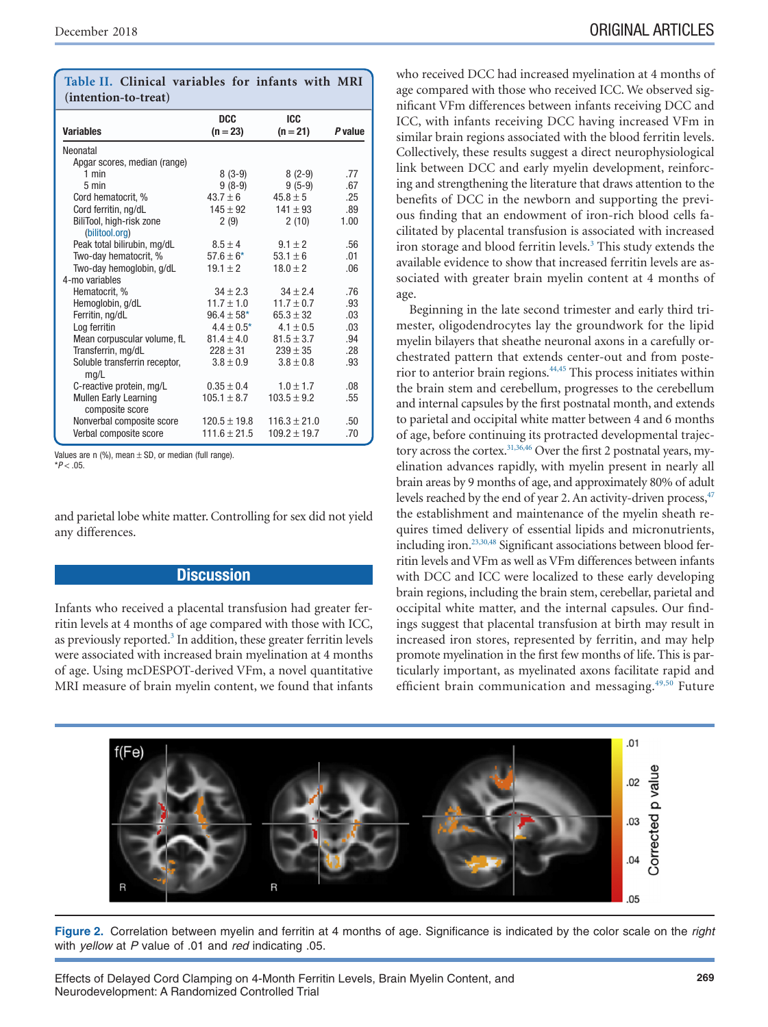**Table II. Clinical variables for infants with MRI (intention-to-treat)**

| Variables | DCC (n = 23) | ICC (n = 21) | *P* value |
|---|---|---|---|
| Neonatal | | | |
| Apgar scores, median (range) | | | |
| 1 min | 8 (3-9) | 8 (2-9) | .77 |
| 5 min | 9 (8-9) | 9 (5-9) | .67 |
| Cord hematocrit, % | 43.7 ± 6 | 45.8 ± 5 | .25 |
| Cord ferritin, ng/dL | 145 ± 92 | 141 ± 93 | .89 |
| BiliTool, high-risk zone (bilitool.org) | 2 (9) | 2 (10) | 1.00 |
| Peak total bilirubin, mg/dL | 8.5 ± 4 | 9.1 ± 2 | .56 |
| Two-day hematocrit, % | 57.6 ± 6* | 53.1 ± 6 | .01 |
| Two-day hemoglobin, g/dL | 19.1 ± 2 | 18.0 ± 2 | .06 |
| 4-mo variables | | | |
| Hematocrit, % | 34 ± 2.3 | 34 ± 2.4 | .76 |
| Hemoglobin, g/dL | 11.7 ± 1.0 | 11.7 ± 0.7 | .93 |
| Ferritin, ng/dL | 96.4 ± 58* | 65.3 ± 32 | .03 |
| Log ferritin | 4.4 ± 0.5* | 4.1 ± 0.5 | .03 |
| Mean corpuscular volume, fL | 81.4 ± 4.0 | 81.5 ± 3.7 | .94 |
| Transferrin, mg/dL | 228 ± 31 | 239 ± 35 | .28 |
| Soluble transferrin receptor, mg/L | 3.8 ± 0.9 | 3.8 ± 0.8 | .93 |
| C-reactive protein, mg/L | 0.35 ± 0.4 | 1.0 ± 1.7 | .08 |
| Mullen Early Learning composite score | 105.1 ± 8.7 | 103.5 ± 9.2 | .55 |
| Nonverbal composite score | 120.5 ± 19.8 | 116.3 ± 21.0 | .50 |
| Verbal composite score | 111.6 ± 21.5 | 109.2 ± 19.7 | .70 |

Values are n (%), mean ± SD, or median (full range).
*$P < .05$.

and parietal lobe white matter. Controlling for sex did not yield any differences.

## Discussion

Infants who received a placental transfusion had greater ferritin levels at 4 months of age compared with those with ICC, as previously reported.[3] In addition, these greater ferritin levels were associated with increased brain myelination at 4 months of age. Using mcDESPOT-derived VFm, a novel quantitative MRI measure of brain myelin content, we found that infants who received DCC had increased myelination at 4 months of age compared with those who received ICC. We observed significant VFm differences between infants receiving DCC and ICC, with infants receiving DCC having increased VFm in similar brain regions associated with the blood ferritin levels. Collectively, these results suggest a direct neurophysiological link between DCC and early myelin development, reinforcing and strengthening the literature that draws attention to the benefits of DCC in the newborn and supporting the previous finding that an endowment of iron-rich blood cells facilitated by placental transfusion is associated with increased iron storage and blood ferritin levels.[3] This study extends the available evidence to show that increased ferritin levels are associated with greater brain myelin content at 4 months of age.

Beginning in the late second trimester and early third trimester, oligodendrocytes lay the groundwork for the lipid myelin bilayers that sheathe neuronal axons in a carefully orchestrated pattern that extends center-out and from posterior to anterior brain regions.[44,45] This process initiates within the brain stem and cerebellum, progresses to the cerebellum and internal capsules by the first postnatal month, and extends to parietal and occipital white matter between 4 and 6 months of age, before continuing its protracted developmental trajectory across the cortex.[31,36,46] Over the first 2 postnatal years, myelination advances rapidly, with myelin present in nearly all brain areas by 9 months of age, and approximately 80% of adult levels reached by the end of year 2. An activity-driven process,[47] the establishment and maintenance of the myelin sheath requires timed delivery of essential lipids and micronutrients, including iron.[23,30,48] Significant associations between blood ferritin levels and VFm as well as VFm differences between infants with DCC and ICC were localized to these early developing brain regions, including the brain stem, cerebellar, parietal and occipital white matter, and the internal capsules. Our findings suggest that placental transfusion at birth may result in increased iron stores, represented by ferritin, and may help promote myelination in the first few months of life. This is particularly important, as myelinated axons facilitate rapid and efficient brain communication and messaging.[49,50] Future

**Figure 2.** Correlation between myelin and ferritin at 4 months of age. Significance is indicated by the color scale on the *right* with *yellow* at *P* value of .01 and *red* indicating .05.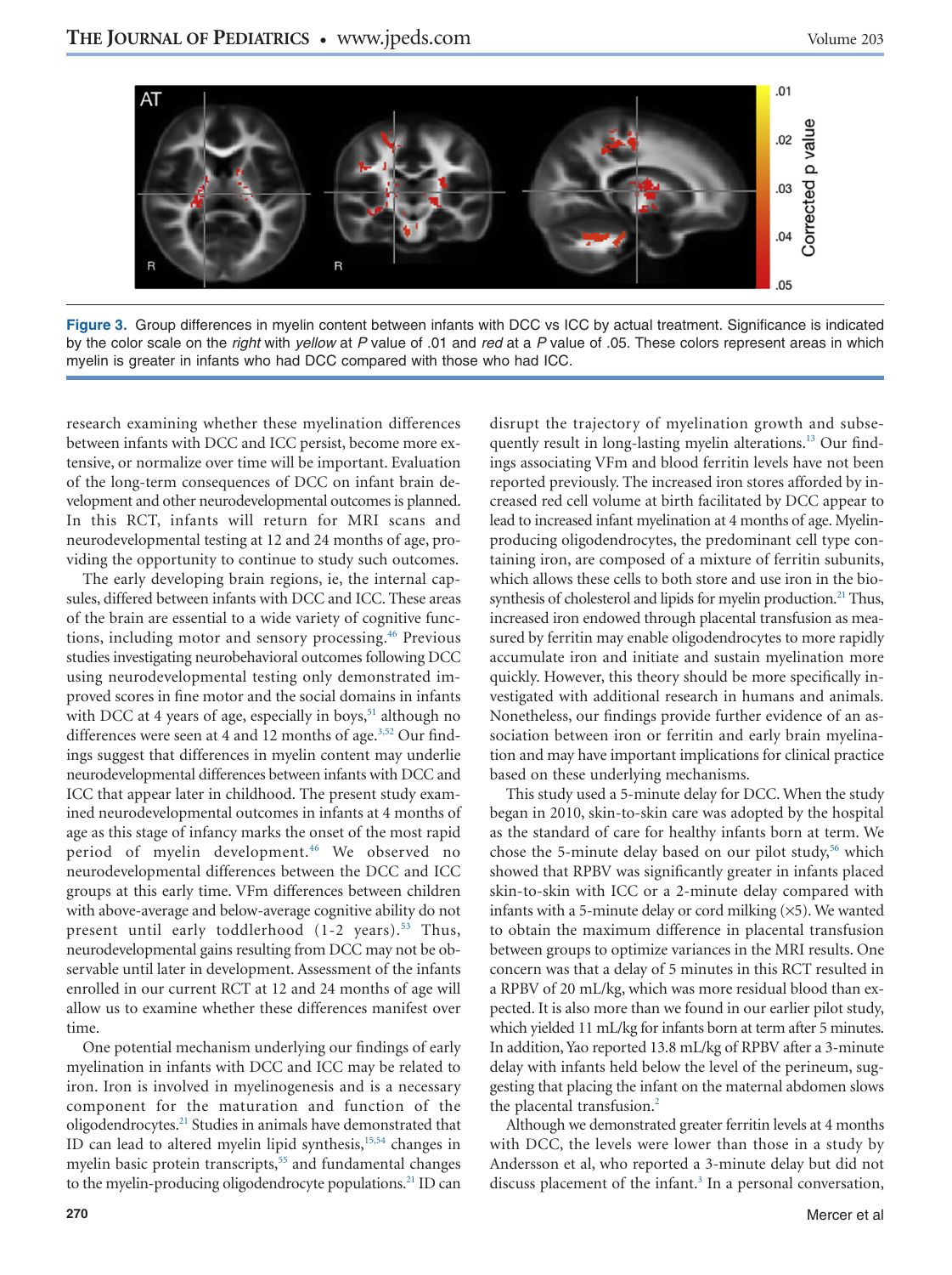Figure 3. Group differences in myelin content between infants with DCC vs ICC by actual treatment. Significance is indicated by the color scale on the *right* with *yellow* at *P* value of .01 and *red* at a *P* value of .05. These colors represent areas in which myelin is greater in infants who had DCC compared with those who had ICC.

research examining whether these myelination differences between infants with DCC and ICC persist, become more extensive, or normalize over time will be important. Evaluation of the long-term consequences of DCC on infant brain development and other neurodevelopmental outcomes is planned. In this RCT, infants will return for MRI scans and neurodevelopmental testing at 12 and 24 months of age, providing the opportunity to continue to study such outcomes.

The early developing brain regions, ie, the internal capsules, differed between infants with DCC and ICC. These areas of the brain are essential to a wide variety of cognitive functions, including motor and sensory processing.[46] Previous studies investigating neurobehavioral outcomes following DCC using neurodevelopmental testing only demonstrated improved scores in fine motor and the social domains in infants with DCC at 4 years of age, especially in boys,[51] although no differences were seen at 4 and 12 months of age.[3,52] Our findings suggest that differences in myelin content may underlie neurodevelopmental differences between infants with DCC and ICC that appear later in childhood. The present study examined neurodevelopmental outcomes in infants at 4 months of age as this stage of infancy marks the onset of the most rapid period of myelin development.[46] We observed no neurodevelopmental differences between the DCC and ICC groups at this early time. VFm differences between children with above-average and below-average cognitive ability do not present until early toddlerhood (1-2 years).[53] Thus, neurodevelopmental gains resulting from DCC may not be observable until later in development. Assessment of the infants enrolled in our current RCT at 12 and 24 months of age will allow us to examine whether these differences manifest over time.

One potential mechanism underlying our findings of early myelination in infants with DCC and ICC may be related to iron. Iron is involved in myelinogenesis and is a necessary component for the maturation and function of the oligodendrocytes.[21] Studies in animals have demonstrated that ID can lead to altered myelin lipid synthesis,[15,54] changes in myelin basic protein transcripts,[55] and fundamental changes to the myelin-producing oligodendrocyte populations.[21] ID can disrupt the trajectory of myelination growth and subsequently result in long-lasting myelin alterations.[13] Our findings associating VFm and blood ferritin levels have not been reported previously. The increased iron stores afforded by increased red cell volume at birth facilitated by DCC appear to lead to increased infant myelination at 4 months of age. Myelin-producing oligodendrocytes, the predominant cell type containing iron, are composed of a mixture of ferritin subunits, which allows these cells to both store and use iron in the biosynthesis of cholesterol and lipids for myelin production.[21] Thus, increased iron endowed through placental transfusion as measured by ferritin may enable oligodendrocytes to more rapidly accumulate iron and initiate and sustain myelination more quickly. However, this theory should be more specifically investigated with additional research in humans and animals. Nonetheless, our findings provide further evidence of an association between iron or ferritin and early brain myelination and may have important implications for clinical practice based on these underlying mechanisms.

This study used a 5-minute delay for DCC. When the study began in 2010, skin-to-skin care was adopted by the hospital as the standard of care for healthy infants born at term. We chose the 5-minute delay based on our pilot study,[56] which showed that RPBV was significantly greater in infants placed skin-to-skin with ICC or a 2-minute delay compared with infants with a 5-minute delay or cord milking (×5). We wanted to obtain the maximum difference in placental transfusion between groups to optimize variances in the MRI results. One concern was that a delay of 5 minutes in this RCT resulted in a RPBV of 20 mL/kg, which was more residual blood than expected. It is also more than we found in our earlier pilot study, which yielded 11 mL/kg for infants born at term after 5 minutes. In addition, Yao reported 13.8 mL/kg of RPBV after a 3-minute delay with infants held below the level of the perineum, suggesting that placing the infant on the maternal abdomen slows the placental transfusion.[2]

Although we demonstrated greater ferritin levels at 4 months with DCC, the levels were lower than those in a study by Andersson et al, who reported a 3-minute delay but did not discuss placement of the infant.[3] In a personal conversation,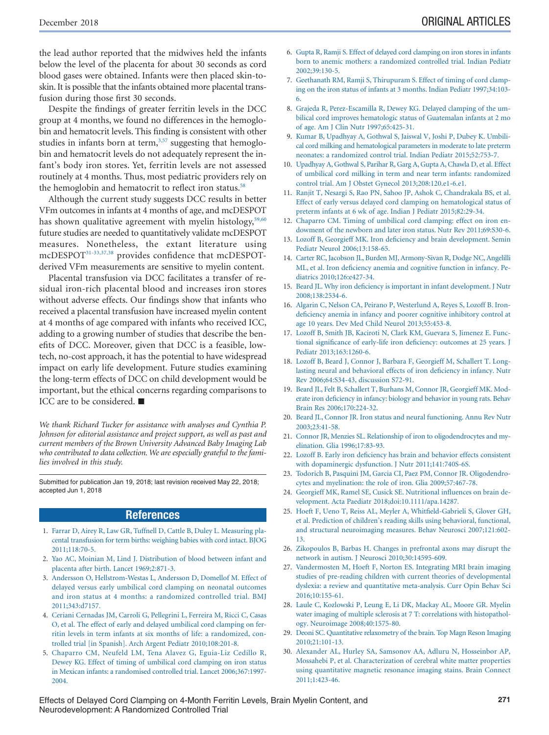the lead author reported that the midwives held the infants below the level of the placenta for about 30 seconds as cord blood gases were obtained. Infants were then placed skin-to-skin. It is possible that the infants obtained more placental transfusion during those first 30 seconds.

Despite the findings of greater ferritin levels in the DCC group at 4 months, we found no differences in the hemoglobin and hematocrit levels. This finding is consistent with other studies in infants born at term,[3,57] suggesting that hemoglobin and hematocrit levels do not adequately represent the infant's body iron stores. Yet, ferritin levels are not assessed routinely at 4 months. Thus, most pediatric providers rely on the hemoglobin and hematocrit to reflect iron status.[58]

Although the current study suggests DCC results in better VFm outcomes in infants at 4 months of age, and mcDESPOT has shown qualitative agreement with myelin histology,[59,60] future studies are needed to quantitatively validate mcDESPOT measures. Nonetheless, the extant literature using mcDESPOT[31-33,37,38] provides confidence that mcDESPOT-derived VFm measurements are sensitive to myelin content.

Placental transfusion via DCC facilitates a transfer of residual iron-rich placental blood and increases iron stores without adverse effects. Our findings show that infants who received a placental transfusion have increased myelin content at 4 months of age compared with infants who received ICC, adding to a growing number of studies that describe the benefits of DCC. Moreover, given that DCC is a feasible, low-tech, no-cost approach, it has the potential to have widespread impact on early life development. Future studies examining the long-term effects of DCC on child development would be important, but the ethical concerns regarding comparisons to ICC are to be considered. ■

*We thank Richard Tucker for assistance with analyses and Cynthia P. Johnson for editorial assistance and project support, as well as past and current members of the Brown University Advanced Baby Imaging Lab who contributed to data collection. We are especially grateful to the families involved in this study.*

Submitted for publication Jan 19, 2018; last revision received May 22, 2018; accepted Jun 1, 2018

## References

1. Farrar D, Airey R, Law GR, Tuffnell D, Cattle B, Duley L. Measuring placental transfusion for term births: weighing babies with cord intact. BJOG 2011;118:70-5.
2. Yao AC, Moinian M, Lind J. Distribution of blood between infant and placenta after birth. Lancet 1969;2:871-3.
3. Andersson O, Hellstrom-Westas L, Andersson D, Domellof M. Effect of delayed versus early umbilical cord clamping on neonatal outcomes and iron status at 4 months: a randomized controlled trial. BMJ 2011;343:d7157.
4. Ceriani Cernadas JM, Carroli G, Pellegrini L, Ferreira M, Ricci C, Casas O, et al. The effect of early and delayed umbilical cord clamping on ferritin levels in term infants at six months of life: a randomized, controlled trial [in Spanish]. Arch Argent Pediatr 2010;108:201-8.
5. Chaparro CM, Neufeld LM, Tena Alavez G, Eguia-Liz Cedillo R, Dewey KG. Effect of timing of umbilical cord clamping on iron status in Mexican infants: a randomised controlled trial. Lancet 2006;367:1997-2004.
6. Gupta R, Ramji S. Effect of delayed cord clamping on iron stores in infants born to anemic mothers: a randomized controlled trial. Indian Pediatr 2002;39:130-5.
7. Geethanath RM, Ramji S, Thirupuram S. Effect of timing of cord clamping on the iron status of infants at 3 months. Indian Pediatr 1997;34:103-6.
8. Grajeda R, Perez-Escamilla R, Dewey KG. Delayed clamping of the umbilical cord improves hematologic status of Guatemalan infants at 2 mo of age. Am J Clin Nutr 1997;65:425-31.
9. Kumar B, Upadhyay A, Gothwal S, Jaiswal V, Joshi P, Dubey K. Umbilical cord milking and hematological parameters in moderate to late preterm neonates: a randomized control trial. Indian Pediatr 2015;52:753-7.
10. Upadhyay A, Gothwal S, Parihar R, Garg A, Gupta A, Chawla D, et al. Effect of umbilical cord milking in term and near term infants: randomized control trial. Am J Obstet Gynecol 2013;208:120.e1-6.e1.
11. Ranjit T, Nesargi S, Rao PN, Sahoo JP, Ashok C, Chandrakala BS, et al. Effect of early versus delayed cord clamping on hematological status of preterm infants at 6 wk of age. Indian J Pediatr 2015;82:29-34.
12. Chaparro CM. Timing of umbilical cord clamping: effect on iron endowment of the newborn and later iron status. Nutr Rev 2011;69:S30-6.
13. Lozoff B, Georgieff MK. Iron deficiency and brain development. Semin Pediatr Neurol 2006;13:158-65.
14. Carter RC, Jacobson JL, Burden MJ, Armony-Sivan R, Dodge NC, Angelilli ML, et al. Iron deficiency anemia and cognitive function in infancy. Pediatrics 2010;126:e427-34.
15. Beard JL. Why iron deficiency is important in infant development. J Nutr 2008;138:2534-6.
16. Algarin C, Nelson CA, Peirano P, Westerlund A, Reyes S, Lozoff B. Iron-deficiency anemia in infancy and poorer cognitive inhibitory control at age 10 years. Dev Med Child Neurol 2013;55:453-8.
17. Lozoff B, Smith JB, Kaciroti N, Clark KM, Guevara S, Jimenez E. Functional significance of early-life iron deficiency: outcomes at 25 years. J Pediatr 2013;163:1260-6.
18. Lozoff B, Beard J, Connor J, Barbara F, Georgieff M, Schallert T. Long-lasting neural and behavioral effects of iron deficiency in infancy. Nutr Rev 2006;64:S34-43, discussion S72-91.
19. Beard JL, Felt B, Schallert T, Burhans M, Connor JR, Georgieff MK. Moderate iron deficiency in infancy: biology and behavior in young rats. Behav Brain Res 2006;170:224-32.
20. Beard JL, Connor JR. Iron status and neural functioning. Annu Rev Nutr 2003;23:41-58.
21. Connor JR, Menzies SL. Relationship of iron to oligodendrocytes and myelination. Glia 1996;17:83-93.
22. Lozoff B. Early iron deficiency has brain and behavior effects consistent with dopaminergic dysfunction. J Nutr 2011;141:740S-6S.
23. Todorich B, Pasquini JM, Garcia CI, Paez PM, Connor JR. Oligodendrocytes and myelination: the role of iron. Glia 2009;57:467-78.
24. Georgieff MK, Ramel SE, Cusick SE. Nutritional influences on brain development. Acta Paediatr 2018;doi:10.1111/apa.14287.
25. Hoeft F, Ueno T, Reiss AL, Meyler A, Whitfield-Gabrieli S, Glover GH, et al. Prediction of children's reading skills using behavioral, functional, and structural neuroimaging measures. Behav Neurosci 2007;121:602-13.
26. Zikopoulos B, Barbas H. Changes in prefrontal axons may disrupt the network in autism. J Neurosci 2010;30:14595-609.
27. Vandermosten M, Hoeft F, Norton ES. Integrating MRI brain imaging studies of pre-reading children with current theories of developmental dyslexia: a review and quantitative meta-analysis. Curr Opin Behav Sci 2016;10:155-61.
28. Laule C, Kozlowski P, Leung E, Li DK, Mackay AL, Moore GR. Myelin water imaging of multiple sclerosis at 7 T: correlations with histopathology. Neuroimage 2008;40:1575-80.
29. Deoni SC. Quantitative relaxometry of the brain. Top Magn Reson Imaging 2010;21:101-13.
30. Alexander AL, Hurley SA, Samsonov AA, Adluru N, Hosseinbor AP, Mossahebi P, et al. Characterization of cerebral white matter properties using quantitative magnetic resonance imaging stains. Brain Connect 2011;1:423-46.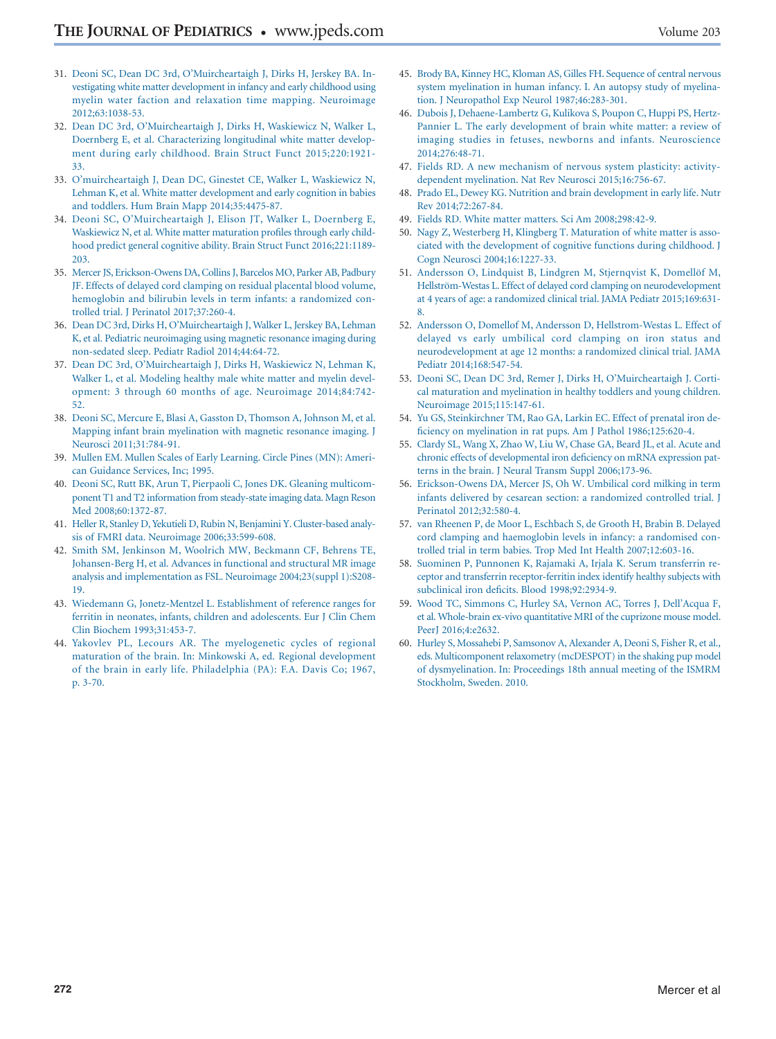31. Deoni SC, Dean DC 3rd, O'Muircheartaigh J, Dirks H, Jerskey BA. Investigating white matter development in infancy and early childhood using myelin water faction and relaxation time mapping. Neuroimage 2012;63:1038-53.
32. Dean DC 3rd, O'Muircheartaigh J, Dirks H, Waskiewicz N, Walker L, Doernberg E, et al. Characterizing longitudinal white matter development during early childhood. Brain Struct Funct 2015;220:1921-33.
33. O'muircheartaigh J, Dean DC, Ginestet CE, Walker L, Waskiewicz N, Lehman K, et al. White matter development and early cognition in babies and toddlers. Hum Brain Mapp 2014;35:4475-87.
34. Deoni SC, O'Muircheartaigh J, Elison JT, Walker L, Doernberg E, Waskiewicz N, et al. White matter maturation profiles through early childhood predict general cognitive ability. Brain Struct Funct 2016;221:1189-203.
35. Mercer JS, Erickson-Owens DA, Collins J, Barcelos MO, Parker AB, Padbury JF. Effects of delayed cord clamping on residual placental blood volume, hemoglobin and bilirubin levels in term infants: a randomized controlled trial. J Perinatol 2017;37:260-4.
36. Dean DC 3rd, Dirks H, O'Muircheartaigh J, Walker L, Jerskey BA, Lehman K, et al. Pediatric neuroimaging using magnetic resonance imaging during non-sedated sleep. Pediatr Radiol 2014;44:64-72.
37. Dean DC 3rd, O'Muircheartaigh J, Dirks H, Waskiewicz N, Lehman K, Walker L, et al. Modeling healthy male white matter and myelin development: 3 through 60 months of age. Neuroimage 2014;84:742-52.
38. Deoni SC, Mercure E, Blasi A, Gasston D, Thomson A, Johnson M, et al. Mapping infant brain myelination with magnetic resonance imaging. J Neurosci 2011;31:784-91.
39. Mullen EM. Mullen Scales of Early Learning. Circle Pines (MN): American Guidance Services, Inc; 1995.
40. Deoni SC, Rutt BK, Arun T, Pierpaoli C, Jones DK. Gleaning multicomponent T1 and T2 information from steady-state imaging data. Magn Reson Med 2008;60:1372-87.
41. Heller R, Stanley D, Yekutieli D, Rubin N, Benjamini Y. Cluster-based analysis of FMRI data. Neuroimage 2006;33:599-608.
42. Smith SM, Jenkinson M, Woolrich MW, Beckmann CF, Behrens TE, Johansen-Berg H, et al. Advances in functional and structural MR image analysis and implementation as FSL. Neuroimage 2004;23(suppl 1):S208-19.
43. Wiedemann G, Jonetz-Mentzel L. Establishment of reference ranges for ferritin in neonates, infants, children and adolescents. Eur J Clin Chem Clin Biochem 1993;31:453-7.
44. Yakovlev PL, Lecours AR. The myelogenetic cycles of regional maturation of the brain. In: Minkowski A, ed. Regional development of the brain in early life. Philadelphia (PA): F.A. Davis Co; 1967, p. 3-70.
45. Brody BA, Kinney HC, Kloman AS, Gilles FH. Sequence of central nervous system myelination in human infancy. I. An autopsy study of myelination. J Neuropathol Exp Neurol 1987;46:283-301.
46. Dubois J, Dehaene-Lambertz G, Kulikova S, Poupon C, Huppi PS, Hertz-Pannier L. The early development of brain white matter: a review of imaging studies in fetuses, newborns and infants. Neuroscience 2014;276:48-71.
47. Fields RD. A new mechanism of nervous system plasticity: activity-dependent myelination. Nat Rev Neurosci 2015;16:756-67.
48. Prado EL, Dewey KG. Nutrition and brain development in early life. Nutr Rev 2014;72:267-84.
49. Fields RD. White matter matters. Sci Am 2008;298:42-9.
50. Nagy Z, Westerberg H, Klingberg T. Maturation of white matter is associated with the development of cognitive functions during childhood. J Cogn Neurosci 2004;16:1227-33.
51. Andersson O, Lindquist B, Lindgren M, Stjernqvist K, Domellöf M, Hellström-Westas L. Effect of delayed cord clamping on neurodevelopment at 4 years of age: a randomized clinical trial. JAMA Pediatr 2015;169:631-8.
52. Andersson O, Domellof M, Andersson D, Hellstrom-Westas L. Effect of delayed vs early umbilical cord clamping on iron status and neurodevelopment at age 12 months: a randomized clinical trial. JAMA Pediatr 2014;168:547-54.
53. Deoni SC, Dean DC 3rd, Remer J, Dirks H, O'Muircheartaigh J. Cortical maturation and myelination in healthy toddlers and young children. Neuroimage 2015;115:147-61.
54. Yu GS, Steinkirchner TM, Rao GA, Larkin EC. Effect of prenatal iron deficiency on myelination in rat pups. Am J Pathol 1986;125:620-4.
55. Clardy SL, Wang X, Zhao W, Liu W, Chase GA, Beard JL, et al. Acute and chronic effects of developmental iron deficiency on mRNA expression patterns in the brain. J Neural Transm Suppl 2006;173-96.
56. Erickson-Owens DA, Mercer JS, Oh W. Umbilical cord milking in term infants delivered by cesarean section: a randomized controlled trial. J Perinatol 2012;32:580-4.
57. van Rheenen P, de Moor L, Eschbach S, de Grooth H, Brabin B. Delayed cord clamping and haemoglobin levels in infancy: a randomised controlled trial in term babies. Trop Med Int Health 2007;12:603-16.
58. Suominen P, Punnonen K, Rajamaki A, Irjala K. Serum transferrin receptor and transferrin receptor-ferritin index identify healthy subjects with subclinical iron deficits. Blood 1998;92:2934-9.
59. Wood TC, Simmons C, Hurley SA, Vernon AC, Torres J, Dell'Acqua F, et al. Whole-brain ex-vivo quantitative MRI of the cuprizone mouse model. PeerJ 2016;4:e2632.
60. Hurley S, Mossahebi P, Samsonov A, Alexander A, Deoni S, Fisher R, et al., eds. Multicomponent relaxometry (mcDESPOT) in the shaking pup model of dysmyelination. In: Proceedings 18th annual meeting of the ISMRM Stockholm, Sweden. 2010.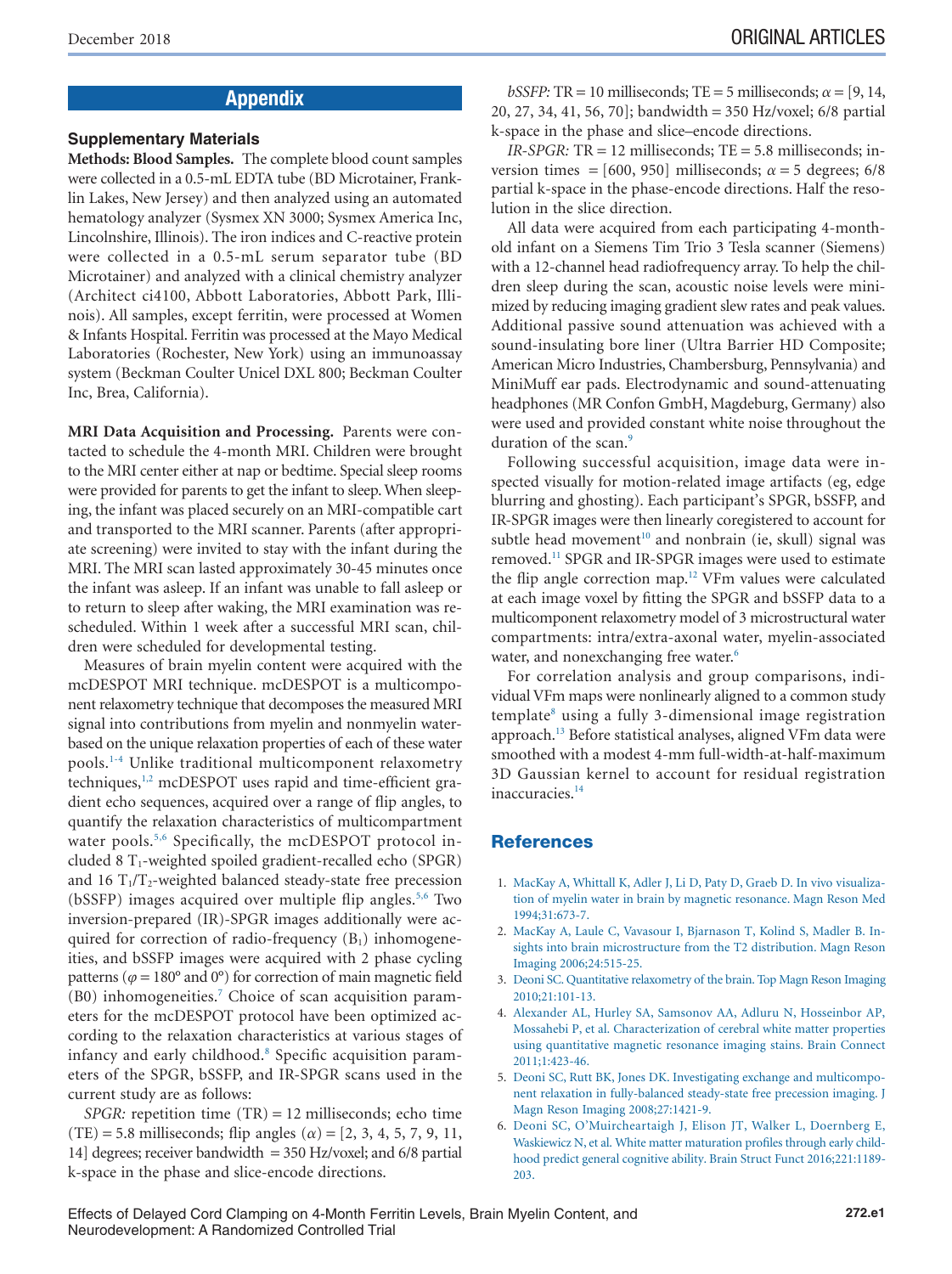## Appendix

### Supplementary Materials

**Methods: Blood Samples.** The complete blood count samples were collected in a 0.5-mL EDTA tube (BD Microtainer, Franklin Lakes, New Jersey) and then analyzed using an automated hematology analyzer (Sysmex XN 3000; Sysmex America Inc, Lincolnshire, Illinois). The iron indices and C-reactive protein were collected in a 0.5-mL serum separator tube (BD Microtainer) and analyzed with a clinical chemistry analyzer (Architect ci4100, Abbott Laboratories, Abbott Park, Illinois). All samples, except ferritin, were processed at Women & Infants Hospital. Ferritin was processed at the Mayo Medical Laboratories (Rochester, New York) using an immunoassay system (Beckman Coulter Unicel DXL 800; Beckman Coulter Inc, Brea, California).

**MRI Data Acquisition and Processing.** Parents were contacted to schedule the 4-month MRI. Children were brought to the MRI center either at nap or bedtime. Special sleep rooms were provided for parents to get the infant to sleep. When sleeping, the infant was placed securely on an MRI-compatible cart and transported to the MRI scanner. Parents (after appropriate screening) were invited to stay with the infant during the MRI. The MRI scan lasted approximately 30-45 minutes once the infant was asleep. If an infant was unable to fall asleep or to return to sleep after waking, the MRI examination was rescheduled. Within 1 week after a successful MRI scan, children were scheduled for developmental testing.

Measures of brain myelin content were acquired with the mcDESPOT MRI technique. mcDESPOT is a multicomponent relaxometry technique that decomposes the measured MRI signal into contributions from myelin and nonmyelin water-based on the unique relaxation properties of each of these water pools.[1-4] Unlike traditional multicomponent relaxometry techniques,[1,2] mcDESPOT uses rapid and time-efficient gradient echo sequences, acquired over a range of flip angles, to quantify the relaxation characteristics of multicompartment water pools.[5,6] Specifically, the mcDESPOT protocol included 8 $T_1$-weighted spoiled gradient-recalled echo (SPGR) and 16 $T_1$/$T_2$-weighted balanced steady-state free precession (bSSFP) images acquired over multiple flip angles.[5,6] Two inversion-prepared (IR)-SPGR images additionally were acquired for correction of radio-frequency ($B_1$) inhomogeneities, and bSSFP images were acquired with 2 phase cycling patterns ($\varphi = 180°$ and $0°$) for correction of main magnetic field (B0) inhomogeneities.[7] Choice of scan acquisition parameters for the mcDESPOT protocol have been optimized according to the relaxation characteristics at various stages of infancy and early childhood.[8] Specific acquisition parameters of the SPGR, bSSFP, and IR-SPGR scans used in the current study are as follows:

*SPGR:* repetition time (TR) = 12 milliseconds; echo time (TE) = 5.8 milliseconds; flip angles ($\alpha$) = [2, 3, 4, 5, 7, 9, 11, 14] degrees; receiver bandwidth = 350 Hz/voxel; and 6/8 partial k-space in the phase and slice-encode directions.

*bSSFP:* TR = 10 milliseconds; TE = 5 milliseconds; $\alpha$ = [9, 14, 20, 27, 34, 41, 56, 70]; bandwidth = 350 Hz/voxel; 6/8 partial k-space in the phase and slice–encode directions.

*IR-SPGR:* TR = 12 milliseconds; TE = 5.8 milliseconds; inversion times = [600, 950] milliseconds; $\alpha$ = 5 degrees; 6/8 partial k-space in the phase-encode directions. Half the resolution in the slice direction.

All data were acquired from each participating 4-month-old infant on a Siemens Tim Trio 3 Tesla scanner (Siemens) with a 12-channel head radiofrequency array. To help the children sleep during the scan, acoustic noise levels were minimized by reducing imaging gradient slew rates and peak values. Additional passive sound attenuation was achieved with a sound-insulating bore liner (Ultra Barrier HD Composite; American Micro Industries, Chambersburg, Pennsylvania) and MiniMuff ear pads. Electrodynamic and sound-attenuating headphones (MR Confon GmbH, Magdeburg, Germany) also were used and provided constant white noise throughout the duration of the scan.[9]

Following successful acquisition, image data were inspected visually for motion-related image artifacts (eg, edge blurring and ghosting). Each participant's SPGR, bSSFP, and IR-SPGR images were then linearly coregistered to account for subtle head movement[10] and nonbrain (ie, skull) signal was removed.[11] SPGR and IR-SPGR images were used to estimate the flip angle correction map.[12] VFm values were calculated at each image voxel by fitting the SPGR and bSSFP data to a multicomponent relaxometry model of 3 microstructural water compartments: intra/extra-axonal water, myelin-associated water, and nonexchanging free water.[6]

For correlation analysis and group comparisons, individual VFm maps were nonlinearly aligned to a common study template[8] using a fully 3-dimensional image registration approach.[13] Before statistical analyses, aligned VFm data were smoothed with a modest 4-mm full-width-at-half-maximum 3D Gaussian kernel to account for residual registration inaccuracies.[14]

## References

1. MacKay A, Whittall K, Adler J, Li D, Paty D, Graeb D. In vivo visualization of myelin water in brain by magnetic resonance. Magn Reson Med 1994;31:673-7.
2. MacKay A, Laule C, Vavasour I, Bjarnason T, Kolind S, Madler B. Insights into brain microstructure from the T2 distribution. Magn Reson Imaging 2006;24:515-25.
3. Deoni SC. Quantitative relaxometry of the brain. Top Magn Reson Imaging 2010;21:101-13.
4. Alexander AL, Hurley SA, Samsonov AA, Adluru N, Hosseinbor AP, Mossahebi P, et al. Characterization of cerebral white matter properties using quantitative magnetic resonance imaging stains. Brain Connect 2011;1:423-46.
5. Deoni SC, Rutt BK, Jones DK. Investigating exchange and multicomponent relaxation in fully-balanced steady-state free precession imaging. J Magn Reson Imaging 2008;27:1421-9.
6. Deoni SC, O'Muircheartaigh J, Elison JT, Walker L, Doernberg E, Waskiewicz N, et al. White matter maturation profiles through early childhood predict general cognitive ability. Brain Struct Funct 2016;221:1189-203.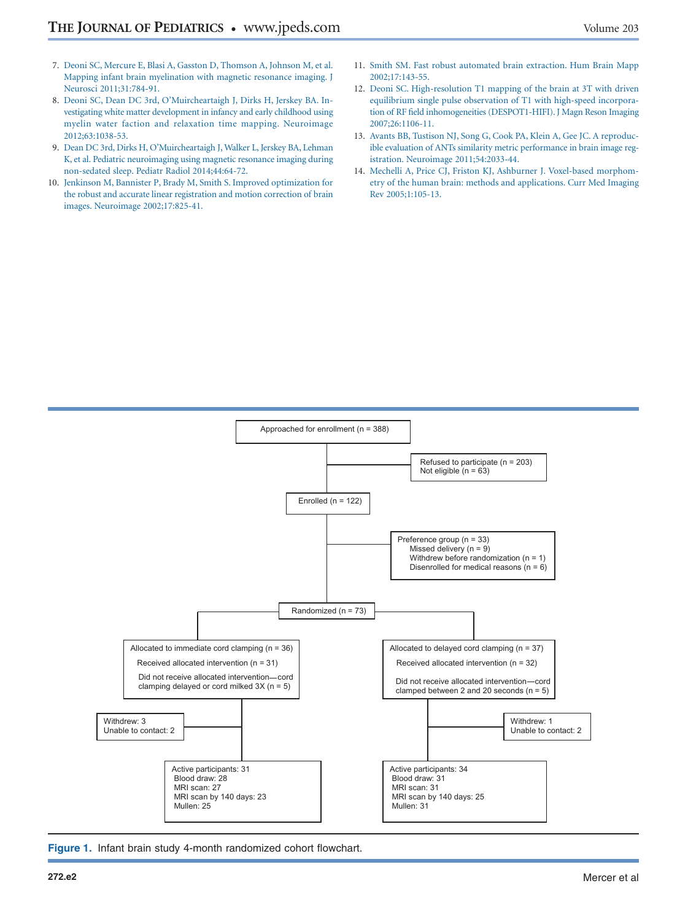7. Deoni SC, Mercure E, Blasi A, Gasston D, Thomson A, Johnson M, et al. Mapping infant brain myelination with magnetic resonance imaging. J Neurosci 2011;31:784-91.
8. Deoni SC, Dean DC 3rd, O'Muircheartaigh J, Dirks H, Jerskey BA. Investigating white matter development in infancy and early childhood using myelin water faction and relaxation time mapping. Neuroimage 2012;63:1038-53.
9. Dean DC 3rd, Dirks H, O'Muircheartaigh J, Walker L, Jerskey BA, Lehman K, et al. Pediatric neuroimaging using magnetic resonance imaging during non-sedated sleep. Pediatr Radiol 2014;44:64-72.
10. Jenkinson M, Bannister P, Brady M, Smith S. Improved optimization for the robust and accurate linear registration and motion correction of brain images. Neuroimage 2002;17:825-41.
11. Smith SM. Fast robust automated brain extraction. Hum Brain Mapp 2002;17:143-55.
12. Deoni SC. High-resolution T1 mapping of the brain at 3T with driven equilibrium single pulse observation of T1 with high-speed incorporation of RF field inhomogeneities (DESPOT1-HIFI). J Magn Reson Imaging 2007;26:1106-11.
13. Avants BB, Tustison NJ, Song G, Cook PA, Klein A, Gee JC. A reproducible evaluation of ANTs similarity metric performance in brain image registration. Neuroimage 2011;54:2033-44.
14. Mechelli A, Price CJ, Friston KJ, Ashburner J. Voxel-based morphometry of the human brain: methods and applications. Curr Med Imaging Rev 2005;1:105-13.

Approached for enrollment (n = 388)

Refused to participate (n = 203)
Not eligible (n = 63)

Enrolled (n = 122)

Preference group (n = 33)
Missed delivery (n = 9)
Withdrew before randomization (n = 1)
Disenrolled for medical reasons (n = 6)

Randomized (n = 73)

Allocated to immediate cord clamping (n = 36)
Received allocated intervention (n = 31)
Did not receive allocated intervention—cord clamping delayed or cord milked 3X (n = 5)

Allocated to delayed cord clamping (n = 37)
Received allocated intervention (n = 32)
Did not receive allocated intervention—cord clamped between 2 and 20 seconds (n = 5)

Withdrew: 3
Unable to contact: 2

Withdrew: 1
Unable to contact: 2

Active participants: 31
Blood draw: 28
MRI scan: 27
MRI scan by 140 days: 23
Mullen: 25

Active participants: 34
Blood draw: 31
MRI scan: 31
MRI scan by 140 days: 25
Mullen: 31

**Figure 1.** Infant brain study 4-month randomized cohort flowchart.